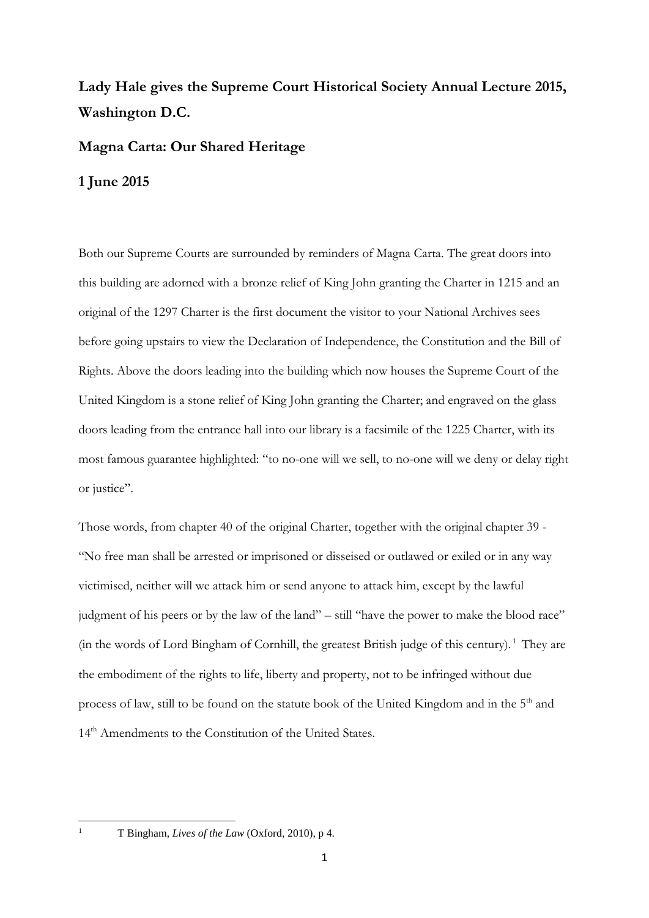# Lady Hale gives the Supreme Court Historical Society Annual Lecture 2015, Washington D.C.

## Magna Carta: Our Shared Heritage

## 1 June 2015

Both our Supreme Courts are surrounded by reminders of Magna Carta. The great doors into this building are adorned with a bronze relief of King John granting the Charter in 1215 and an original of the 1297 Charter is the first document the visitor to your National Archives sees before going upstairs to view the Declaration of Independence, the Constitution and the Bill of Rights. Above the doors leading into the building which now houses the Supreme Court of the United Kingdom is a stone relief of King John granting the Charter; and engraved on the glass doors leading from the entrance hall into our library is a facsimile of the 1225 Charter, with its most famous guarantee highlighted: "to no-one will we sell, to no-one will we deny or delay right or justice".

Those words, from chapter 40 of the original Charter, together with the original chapter 39 - "No free man shall be arrested or imprisoned or disseised or outlawed or exiled or in any way victimised, neither will we attack him or send anyone to attack him, except by the lawful judgment of his peers or by the law of the land" – still "have the power to make the blood race" (in the words of Lord Bingham of Cornhill, the greatest British judge of this century).[1] They are the embodiment of the rights to life, liberty and property, not to be infringed without due process of law, still to be found on the statute book of the United Kingdom and in the 5th and 14th Amendments to the Constitution of the United States.

---

[1] T Bingham, *Lives of the Law* (Oxford, 2010), p 4.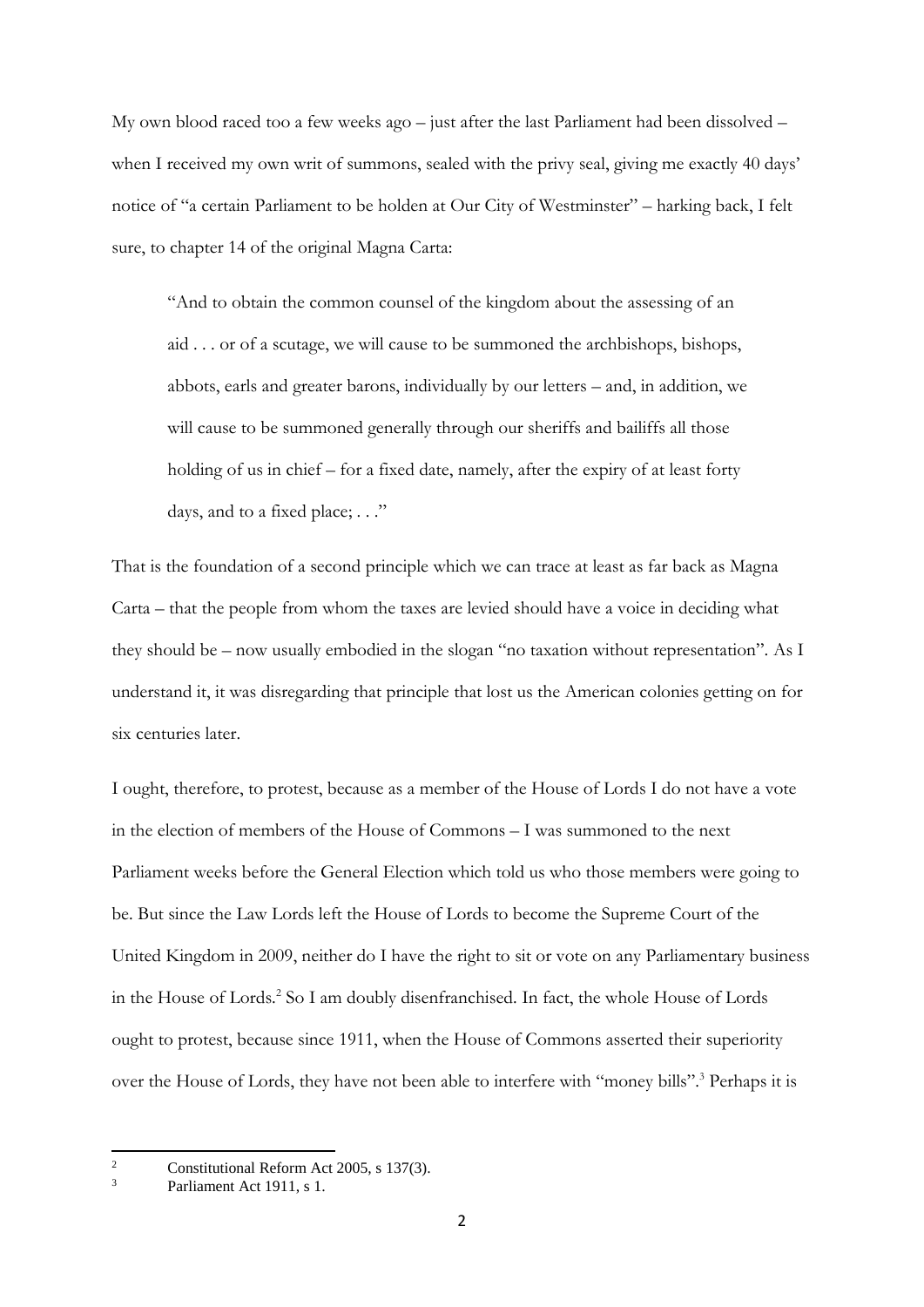My own blood raced too a few weeks ago – just after the last Parliament had been dissolved – when I received my own writ of summons, sealed with the privy seal, giving me exactly 40 days' notice of "a certain Parliament to be holden at Our City of Westminster" – harking back, I felt sure, to chapter 14 of the original Magna Carta:

> "And to obtain the common counsel of the kingdom about the assessing of an aid . . . or of a scutage, we will cause to be summoned the archbishops, bishops, abbots, earls and greater barons, individually by our letters – and, in addition, we will cause to be summoned generally through our sheriffs and bailiffs all those holding of us in chief – for a fixed date, namely, after the expiry of at least forty days, and to a fixed place; . . ."

That is the foundation of a second principle which we can trace at least as far back as Magna Carta – that the people from whom the taxes are levied should have a voice in deciding what they should be – now usually embodied in the slogan "no taxation without representation". As I understand it, it was disregarding that principle that lost us the American colonies getting on for six centuries later.

I ought, therefore, to protest, because as a member of the House of Lords I do not have a vote in the election of members of the House of Commons – I was summoned to the next Parliament weeks before the General Election which told us who those members were going to be. But since the Law Lords left the House of Lords to become the Supreme Court of the United Kingdom in 2009, neither do I have the right to sit or vote on any Parliamentary business in the House of Lords.[2] So I am doubly disenfranchised. In fact, the whole House of Lords ought to protest, because since 1911, when the House of Commons asserted their superiority over the House of Lords, they have not been able to interfere with "money bills".[3] Perhaps it is

---

[2] Constitutional Reform Act 2005, s 137(3).

[3] Parliament Act 1911, s 1.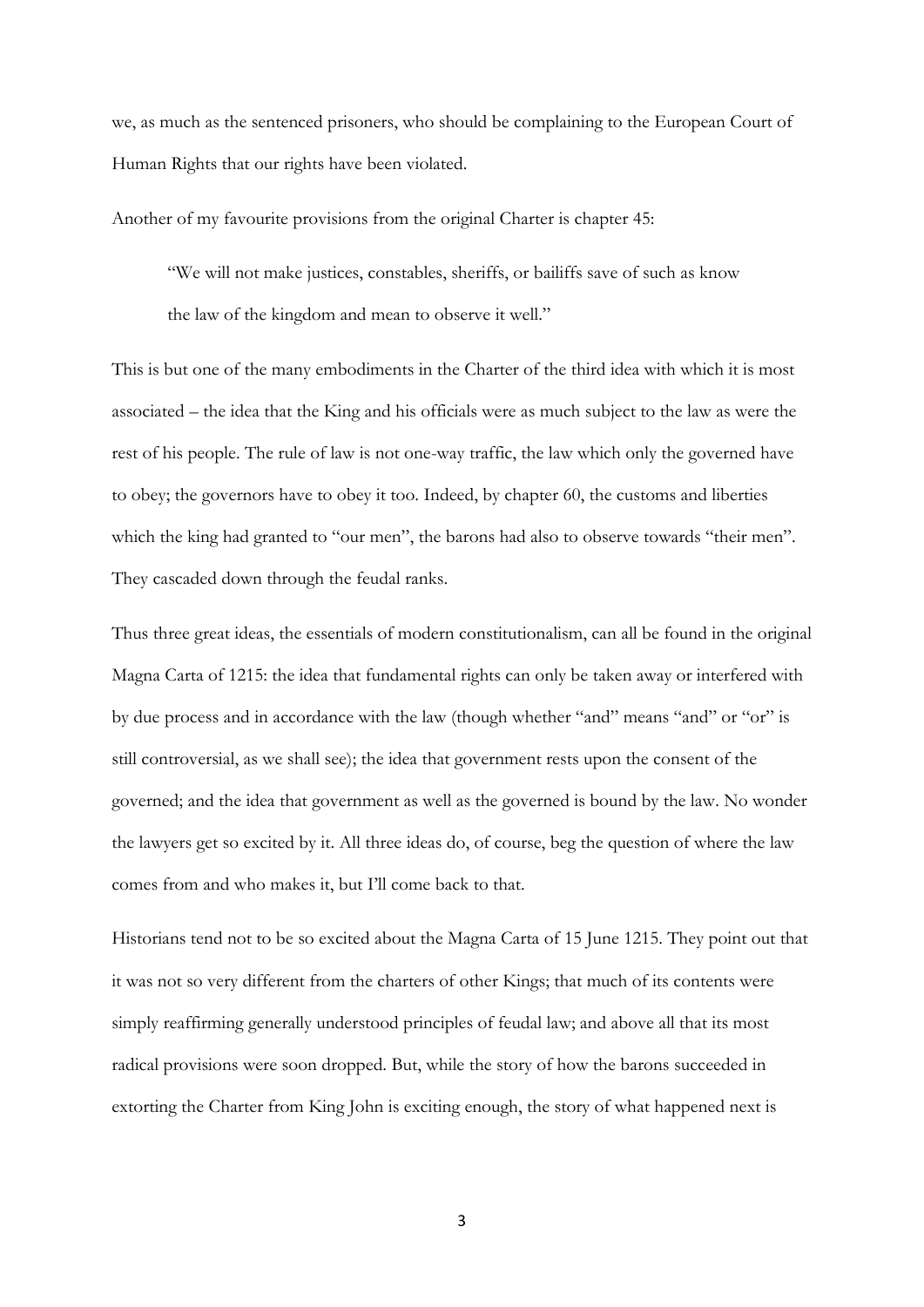we, as much as the sentenced prisoners, who should be complaining to the European Court of Human Rights that our rights have been violated.

Another of my favourite provisions from the original Charter is chapter 45:

> "We will not make justices, constables, sheriffs, or bailiffs save of such as know the law of the kingdom and mean to observe it well."

This is but one of the many embodiments in the Charter of the third idea with which it is most associated – the idea that the King and his officials were as much subject to the law as were the rest of his people. The rule of law is not one-way traffic, the law which only the governed have to obey; the governors have to obey it too. Indeed, by chapter 60, the customs and liberties which the king had granted to "our men", the barons had also to observe towards "their men". They cascaded down through the feudal ranks.

Thus three great ideas, the essentials of modern constitutionalism, can all be found in the original Magna Carta of 1215: the idea that fundamental rights can only be taken away or interfered with by due process and in accordance with the law (though whether "and" means "and" or "or" is still controversial, as we shall see); the idea that government rests upon the consent of the governed; and the idea that government as well as the governed is bound by the law. No wonder the lawyers get so excited by it. All three ideas do, of course, beg the question of where the law comes from and who makes it, but I'll come back to that.

Historians tend not to be so excited about the Magna Carta of 15 June 1215. They point out that it was not so very different from the charters of other Kings; that much of its contents were simply reaffirming generally understood principles of feudal law; and above all that its most radical provisions were soon dropped. But, while the story of how the barons succeeded in extorting the Charter from King John is exciting enough, the story of what happened next is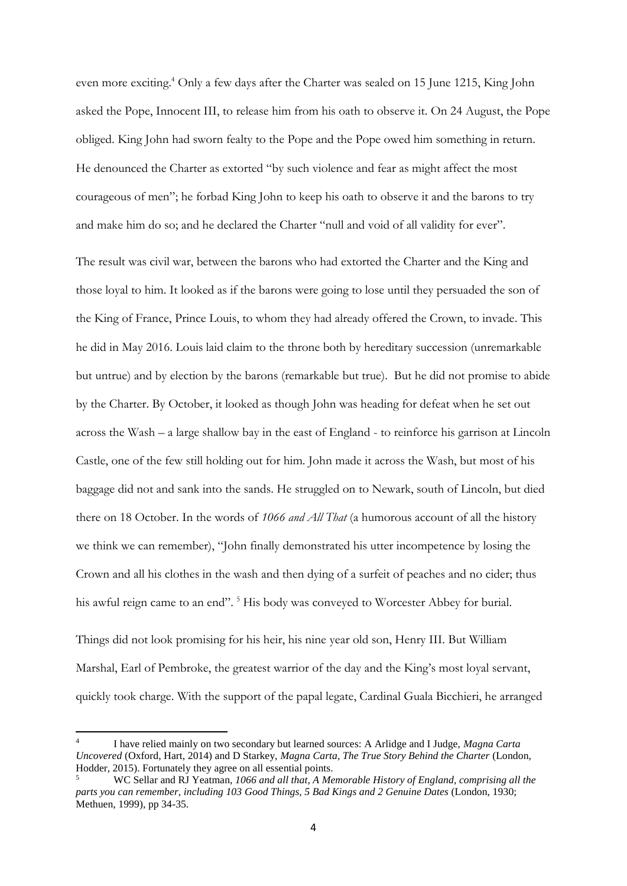even more exciting.[4] Only a few days after the Charter was sealed on 15 June 1215, King John asked the Pope, Innocent III, to release him from his oath to observe it. On 24 August, the Pope obliged. King John had sworn fealty to the Pope and the Pope owed him something in return. He denounced the Charter as extorted "by such violence and fear as might affect the most courageous of men"; he forbad King John to keep his oath to observe it and the barons to try and make him do so; and he declared the Charter "null and void of all validity for ever".

The result was civil war, between the barons who had extorted the Charter and the King and those loyal to him. It looked as if the barons were going to lose until they persuaded the son of the King of France, Prince Louis, to whom they had already offered the Crown, to invade. This he did in May 2016. Louis laid claim to the throne both by hereditary succession (unremarkable but untrue) and by election by the barons (remarkable but true). But he did not promise to abide by the Charter. By October, it looked as though John was heading for defeat when he set out across the Wash – a large shallow bay in the east of England - to reinforce his garrison at Lincoln Castle, one of the few still holding out for him. John made it across the Wash, but most of his baggage did not and sank into the sands. He struggled on to Newark, south of Lincoln, but died there on 18 October. In the words of *1066 and All That* (a humorous account of all the history we think we can remember), "John finally demonstrated his utter incompetence by losing the Crown and all his clothes in the wash and then dying of a surfeit of peaches and no cider; thus his awful reign came to an end". [5] His body was conveyed to Worcester Abbey for burial.

Things did not look promising for his heir, his nine year old son, Henry III. But William Marshal, Earl of Pembroke, the greatest warrior of the day and the King's most loyal servant, quickly took charge. With the support of the papal legate, Cardinal Guala Bicchieri, he arranged

---

[4] I have relied mainly on two secondary but learned sources: A Arlidge and I Judge, *Magna Carta Uncovered* (Oxford, Hart, 2014) and D Starkey, *Magna Carta, The True Story Behind the Charter* (London, Hodder, 2015). Fortunately they agree on all essential points.

[5] WC Sellar and RJ Yeatman, *1066 and all that, A Memorable History of England, comprising all the parts you can remember, including 103 Good Things, 5 Bad Kings and 2 Genuine Dates* (London, 1930; Methuen, 1999), pp 34-35.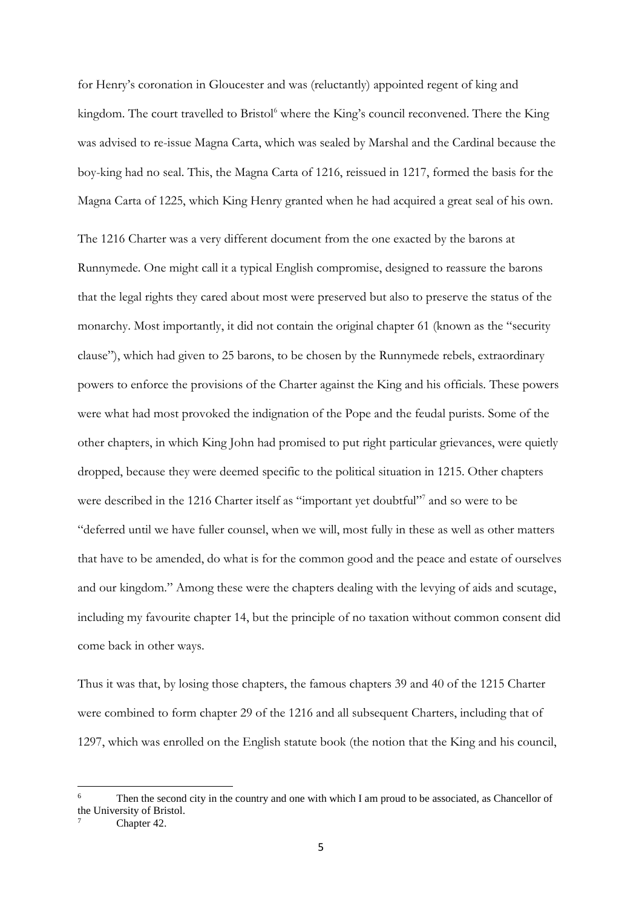for Henry's coronation in Gloucester and was (reluctantly) appointed regent of king and kingdom. The court travelled to Bristol[6] where the King's council reconvened. There the King was advised to re-issue Magna Carta, which was sealed by Marshal and the Cardinal because the boy-king had no seal. This, the Magna Carta of 1216, reissued in 1217, formed the basis for the Magna Carta of 1225, which King Henry granted when he had acquired a great seal of his own.

The 1216 Charter was a very different document from the one exacted by the barons at Runnymede. One might call it a typical English compromise, designed to reassure the barons that the legal rights they cared about most were preserved but also to preserve the status of the monarchy. Most importantly, it did not contain the original chapter 61 (known as the "security clause"), which had given to 25 barons, to be chosen by the Runnymede rebels, extraordinary powers to enforce the provisions of the Charter against the King and his officials. These powers were what had most provoked the indignation of the Pope and the feudal purists. Some of the other chapters, in which King John had promised to put right particular grievances, were quietly dropped, because they were deemed specific to the political situation in 1215. Other chapters were described in the 1216 Charter itself as "important yet doubtful"[7] and so were to be "deferred until we have fuller counsel, when we will, most fully in these as well as other matters that have to be amended, do what is for the common good and the peace and estate of ourselves and our kingdom." Among these were the chapters dealing with the levying of aids and scutage, including my favourite chapter 14, but the principle of no taxation without common consent did come back in other ways.

Thus it was that, by losing those chapters, the famous chapters 39 and 40 of the 1215 Charter were combined to form chapter 29 of the 1216 and all subsequent Charters, including that of 1297, which was enrolled on the English statute book (the notion that the King and his council,

---

[6] Then the second city in the country and one with which I am proud to be associated, as Chancellor of the University of Bristol.

[7] Chapter 42.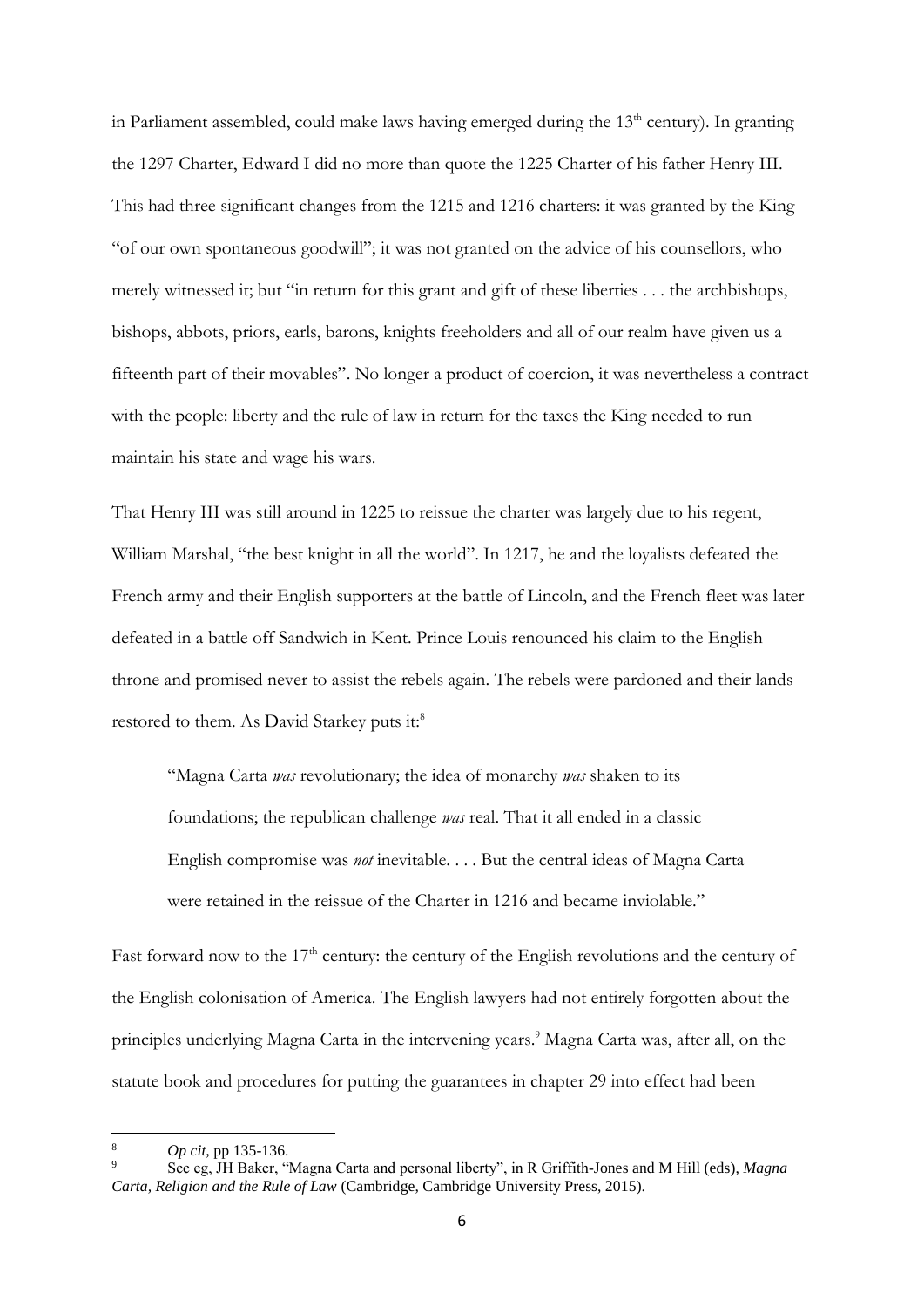in Parliament assembled, could make laws having emerged during the 13th century). In granting the 1297 Charter, Edward I did no more than quote the 1225 Charter of his father Henry III. This had three significant changes from the 1215 and 1216 charters: it was granted by the King "of our own spontaneous goodwill"; it was not granted on the advice of his counsellors, who merely witnessed it; but "in return for this grant and gift of these liberties . . . the archbishops, bishops, abbots, priors, earls, barons, knights freeholders and all of our realm have given us a fifteenth part of their movables". No longer a product of coercion, it was nevertheless a contract with the people: liberty and the rule of law in return for the taxes the King needed to run maintain his state and wage his wars.

That Henry III was still around in 1225 to reissue the charter was largely due to his regent, William Marshal, "the best knight in all the world". In 1217, he and the loyalists defeated the French army and their English supporters at the battle of Lincoln, and the French fleet was later defeated in a battle off Sandwich in Kent. Prince Louis renounced his claim to the English throne and promised never to assist the rebels again. The rebels were pardoned and their lands restored to them. As David Starkey puts it:[8]

> "Magna Carta *was* revolutionary; the idea of monarchy *was* shaken to its foundations; the republican challenge *was* real. That it all ended in a classic English compromise was *not* inevitable. . . . But the central ideas of Magna Carta were retained in the reissue of the Charter in 1216 and became inviolable."

Fast forward now to the 17th century: the century of the English revolutions and the century of the English colonisation of America. The English lawyers had not entirely forgotten about the principles underlying Magna Carta in the intervening years.[9] Magna Carta was, after all, on the statute book and procedures for putting the guarantees in chapter 29 into effect had been

---

[8] *Op cit*, pp 135-136.

[9] See eg, JH Baker, "Magna Carta and personal liberty", in R Griffith-Jones and M Hill (eds), *Magna Carta, Religion and the Rule of Law* (Cambridge, Cambridge University Press, 2015).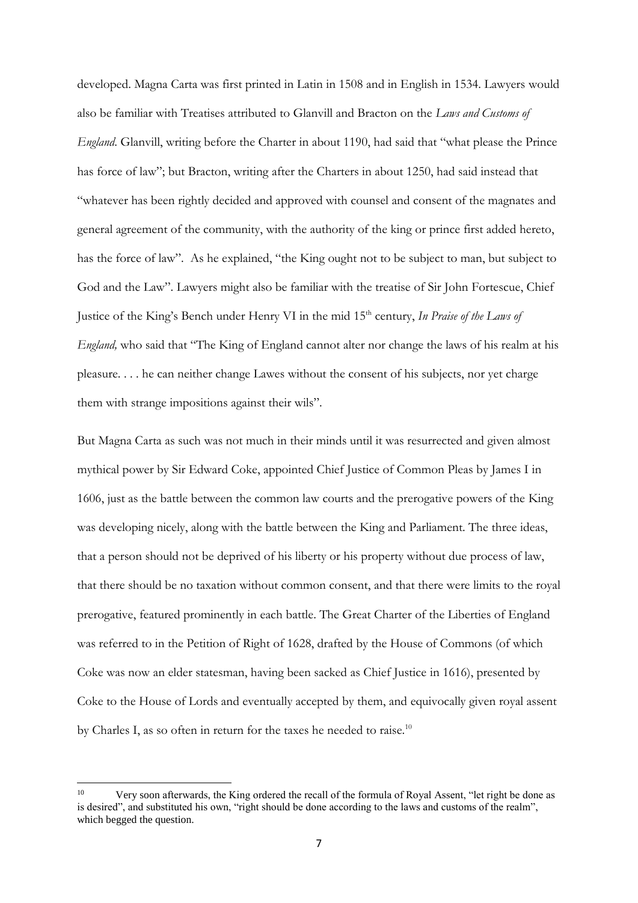developed. Magna Carta was first printed in Latin in 1508 and in English in 1534. Lawyers would also be familiar with Treatises attributed to Glanvill and Bracton on the *Laws and Customs of England*. Glanvill, writing before the Charter in about 1190, had said that "what please the Prince has force of law"; but Bracton, writing after the Charters in about 1250, had said instead that "whatever has been rightly decided and approved with counsel and consent of the magnates and general agreement of the community, with the authority of the king or prince first added hereto, has the force of law". As he explained, "the King ought not to be subject to man, but subject to God and the Law". Lawyers might also be familiar with the treatise of Sir John Fortescue, Chief Justice of the King's Bench under Henry VI in the mid 15th century, *In Praise of the Laws of England,* who said that "The King of England cannot alter nor change the laws of his realm at his pleasure. . . . he can neither change Lawes without the consent of his subjects, nor yet charge them with strange impositions against their wils".

But Magna Carta as such was not much in their minds until it was resurrected and given almost mythical power by Sir Edward Coke, appointed Chief Justice of Common Pleas by James I in 1606, just as the battle between the common law courts and the prerogative powers of the King was developing nicely, along with the battle between the King and Parliament. The three ideas, that a person should not be deprived of his liberty or his property without due process of law, that there should be no taxation without common consent, and that there were limits to the royal prerogative, featured prominently in each battle. The Great Charter of the Liberties of England was referred to in the Petition of Right of 1628, drafted by the House of Commons (of which Coke was now an elder statesman, having been sacked as Chief Justice in 1616), presented by Coke to the House of Lords and eventually accepted by them, and equivocally given royal assent by Charles I, as so often in return for the taxes he needed to raise.[10]

[10] Very soon afterwards, the King ordered the recall of the formula of Royal Assent, "let right be done as is desired", and substituted his own, "right should be done according to the laws and customs of the realm", which begged the question.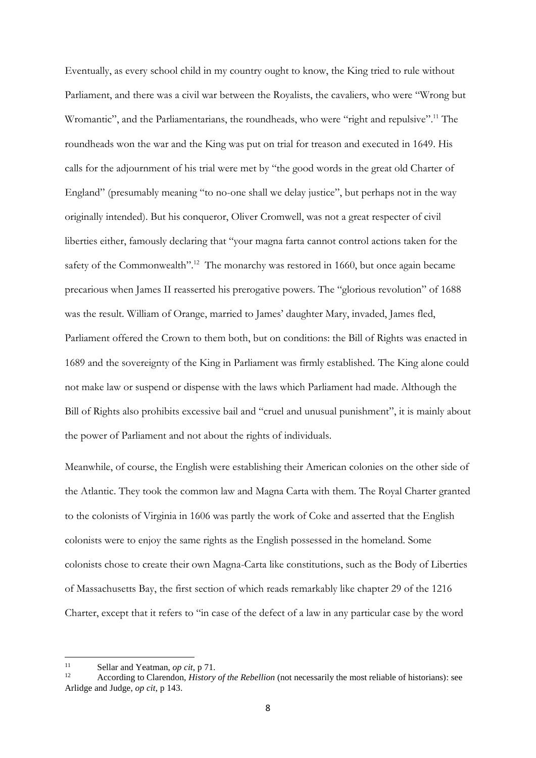Eventually, as every school child in my country ought to know, the King tried to rule without Parliament, and there was a civil war between the Royalists, the cavaliers, who were "Wrong but Wromantic", and the Parliamentarians, the roundheads, who were "right and repulsive".[11] The roundheads won the war and the King was put on trial for treason and executed in 1649. His calls for the adjournment of his trial were met by "the good words in the great old Charter of England" (presumably meaning "to no-one shall we delay justice", but perhaps not in the way originally intended). But his conqueror, Oliver Cromwell, was not a great respecter of civil liberties either, famously declaring that "your magna farta cannot control actions taken for the safety of the Commonwealth".[12] The monarchy was restored in 1660, but once again became precarious when James II reasserted his prerogative powers. The "glorious revolution" of 1688 was the result. William of Orange, married to James' daughter Mary, invaded, James fled, Parliament offered the Crown to them both, but on conditions: the Bill of Rights was enacted in 1689 and the sovereignty of the King in Parliament was firmly established. The King alone could not make law or suspend or dispense with the laws which Parliament had made. Although the Bill of Rights also prohibits excessive bail and "cruel and unusual punishment", it is mainly about the power of Parliament and not about the rights of individuals.

Meanwhile, of course, the English were establishing their American colonies on the other side of the Atlantic. They took the common law and Magna Carta with them. The Royal Charter granted to the colonists of Virginia in 1606 was partly the work of Coke and asserted that the English colonists were to enjoy the same rights as the English possessed in the homeland. Some colonists chose to create their own Magna-Carta like constitutions, such as the Body of Liberties of Massachusetts Bay, the first section of which reads remarkably like chapter 29 of the 1216 Charter, except that it refers to "in case of the defect of a law in any particular case by the word

---

[11] Sellar and Yeatman, *op cit*, p 71.

[12] According to Clarendon, *History of the Rebellion* (not necessarily the most reliable of historians): see Arlidge and Judge, *op cit*, p 143.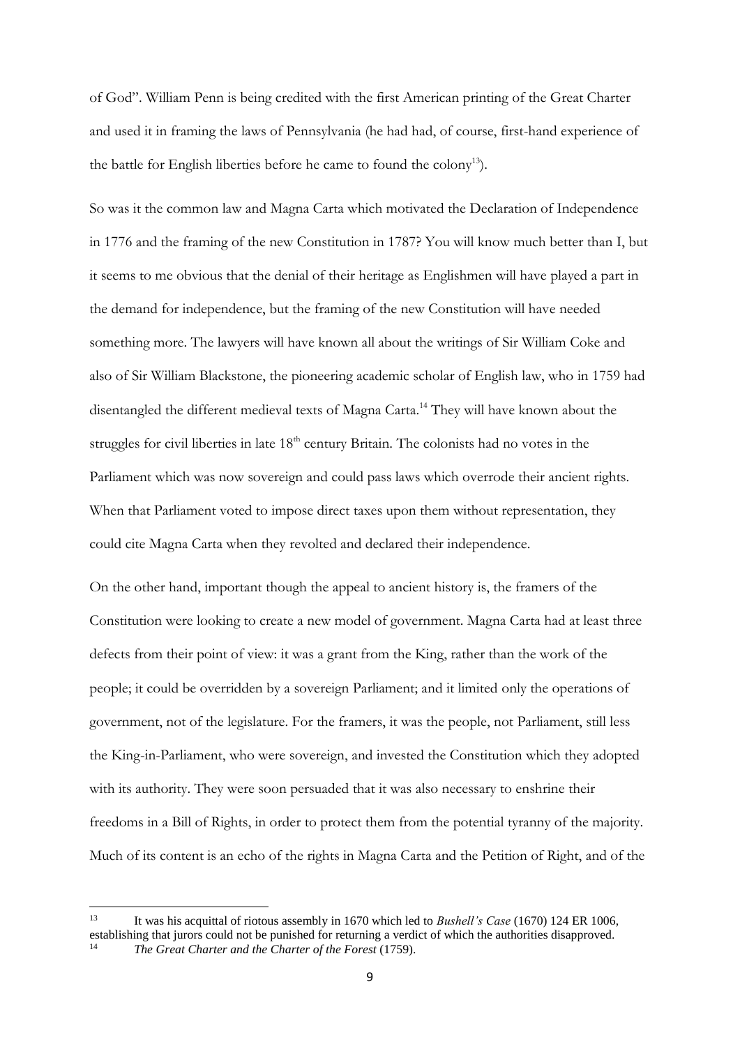of God". William Penn is being credited with the first American printing of the Great Charter and used it in framing the laws of Pennsylvania (he had had, of course, first-hand experience of the battle for English liberties before he came to found the colony[13]).

So was it the common law and Magna Carta which motivated the Declaration of Independence in 1776 and the framing of the new Constitution in 1787? You will know much better than I, but it seems to me obvious that the denial of their heritage as Englishmen will have played a part in the demand for independence, but the framing of the new Constitution will have needed something more. The lawyers will have known all about the writings of Sir William Coke and also of Sir William Blackstone, the pioneering academic scholar of English law, who in 1759 had disentangled the different medieval texts of Magna Carta.[14] They will have known about the struggles for civil liberties in late 18th century Britain. The colonists had no votes in the Parliament which was now sovereign and could pass laws which overrode their ancient rights. When that Parliament voted to impose direct taxes upon them without representation, they could cite Magna Carta when they revolted and declared their independence.

On the other hand, important though the appeal to ancient history is, the framers of the Constitution were looking to create a new model of government. Magna Carta had at least three defects from their point of view: it was a grant from the King, rather than the work of the people; it could be overridden by a sovereign Parliament; and it limited only the operations of government, not of the legislature. For the framers, it was the people, not Parliament, still less the King-in-Parliament, who were sovereign, and invested the Constitution which they adopted with its authority. They were soon persuaded that it was also necessary to enshrine their freedoms in a Bill of Rights, in order to protect them from the potential tyranny of the majority. Much of its content is an echo of the rights in Magna Carta and the Petition of Right, and of the

---

[13] It was his acquittal of riotous assembly in 1670 which led to *Bushell's Case* (1670) 124 ER 1006, establishing that jurors could not be punished for returning a verdict of which the authorities disapproved.

[14] *The Great Charter and the Charter of the Forest* (1759).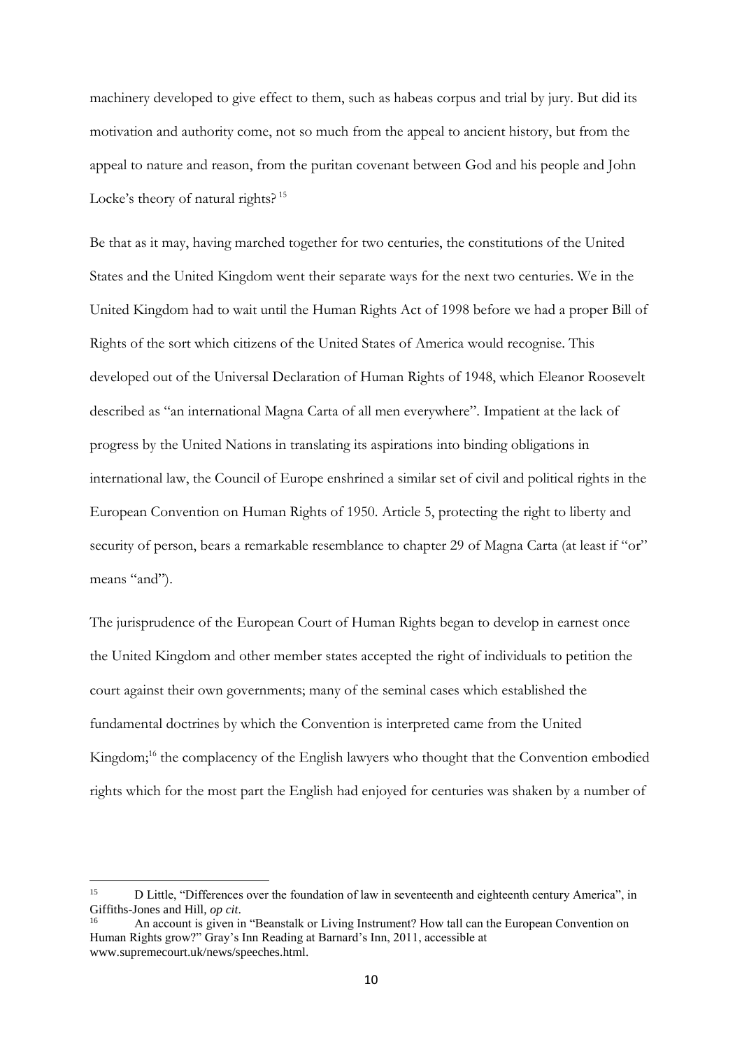machinery developed to give effect to them, such as habeas corpus and trial by jury. But did its motivation and authority come, not so much from the appeal to ancient history, but from the appeal to nature and reason, from the puritan covenant between God and his people and John Locke's theory of natural rights? [15]

Be that as it may, having marched together for two centuries, the constitutions of the United States and the United Kingdom went their separate ways for the next two centuries. We in the United Kingdom had to wait until the Human Rights Act of 1998 before we had a proper Bill of Rights of the sort which citizens of the United States of America would recognise. This developed out of the Universal Declaration of Human Rights of 1948, which Eleanor Roosevelt described as "an international Magna Carta of all men everywhere". Impatient at the lack of progress by the United Nations in translating its aspirations into binding obligations in international law, the Council of Europe enshrined a similar set of civil and political rights in the European Convention on Human Rights of 1950. Article 5, protecting the right to liberty and security of person, bears a remarkable resemblance to chapter 29 of Magna Carta (at least if "or" means "and").

The jurisprudence of the European Court of Human Rights began to develop in earnest once the United Kingdom and other member states accepted the right of individuals to petition the court against their own governments; many of the seminal cases which established the fundamental doctrines by which the Convention is interpreted came from the United Kingdom;[16] the complacency of the English lawyers who thought that the Convention embodied rights which for the most part the English had enjoyed for centuries was shaken by a number of

---

[15] D Little, "Differences over the foundation of law in seventeenth and eighteenth century America", in Giffiths-Jones and Hill, *op cit*.

[16] An account is given in "Beanstalk or Living Instrument? How tall can the European Convention on Human Rights grow?" Gray's Inn Reading at Barnard's Inn, 2011, accessible at www.supremecourt.uk/news/speeches.html.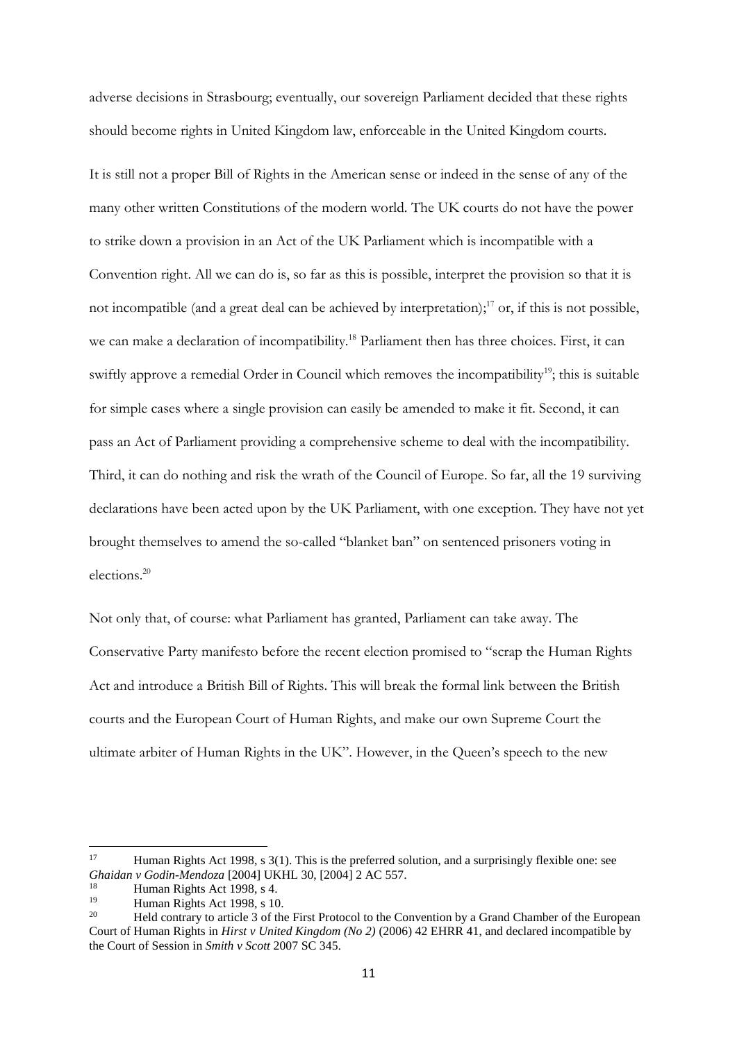adverse decisions in Strasbourg; eventually, our sovereign Parliament decided that these rights should become rights in United Kingdom law, enforceable in the United Kingdom courts.

It is still not a proper Bill of Rights in the American sense or indeed in the sense of any of the many other written Constitutions of the modern world. The UK courts do not have the power to strike down a provision in an Act of the UK Parliament which is incompatible with a Convention right. All we can do is, so far as this is possible, interpret the provision so that it is not incompatible (and a great deal can be achieved by interpretation);[17] or, if this is not possible, we can make a declaration of incompatibility.[18] Parliament then has three choices. First, it can swiftly approve a remedial Order in Council which removes the incompatibility[19]; this is suitable for simple cases where a single provision can easily be amended to make it fit. Second, it can pass an Act of Parliament providing a comprehensive scheme to deal with the incompatibility. Third, it can do nothing and risk the wrath of the Council of Europe. So far, all the 19 surviving declarations have been acted upon by the UK Parliament, with one exception. They have not yet brought themselves to amend the so-called "blanket ban" on sentenced prisoners voting in elections.[20]

Not only that, of course: what Parliament has granted, Parliament can take away. The Conservative Party manifesto before the recent election promised to "scrap the Human Rights Act and introduce a British Bill of Rights. This will break the formal link between the British courts and the European Court of Human Rights, and make our own Supreme Court the ultimate arbiter of Human Rights in the UK". However, in the Queen's speech to the new

---

[17] Human Rights Act 1998, s 3(1). This is the preferred solution, and a surprisingly flexible one: see *Ghaidan v Godin-Mendoza* [2004] UKHL 30, [2004] 2 AC 557.

[18] Human Rights Act 1998, s 4.

[19] Human Rights Act 1998, s 10.

[20] Held contrary to article 3 of the First Protocol to the Convention by a Grand Chamber of the European Court of Human Rights in *Hirst v United Kingdom (No 2)* (2006) 42 EHRR 41, and declared incompatible by the Court of Session in *Smith v Scott* 2007 SC 345.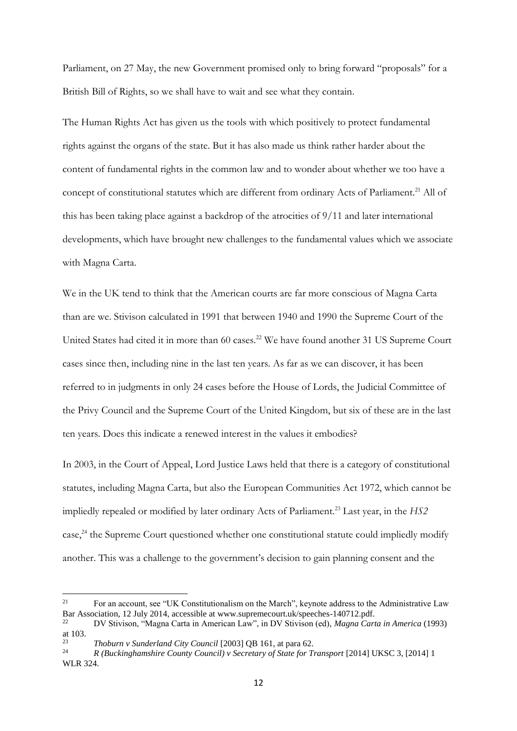Parliament, on 27 May, the new Government promised only to bring forward "proposals" for a British Bill of Rights, so we shall have to wait and see what they contain.

The Human Rights Act has given us the tools with which positively to protect fundamental rights against the organs of the state. But it has also made us think rather harder about the content of fundamental rights in the common law and to wonder about whether we too have a concept of constitutional statutes which are different from ordinary Acts of Parliament.[21] All of this has been taking place against a backdrop of the atrocities of 9/11 and later international developments, which have brought new challenges to the fundamental values which we associate with Magna Carta.

We in the UK tend to think that the American courts are far more conscious of Magna Carta than are we. Stivison calculated in 1991 that between 1940 and 1990 the Supreme Court of the United States had cited it in more than 60 cases.[22] We have found another 31 US Supreme Court cases since then, including nine in the last ten years. As far as we can discover, it has been referred to in judgments in only 24 cases before the House of Lords, the Judicial Committee of the Privy Council and the Supreme Court of the United Kingdom, but six of these are in the last ten years. Does this indicate a renewed interest in the values it embodies?

In 2003, in the Court of Appeal, Lord Justice Laws held that there is a category of constitutional statutes, including Magna Carta, but also the European Communities Act 1972, which cannot be impliedly repealed or modified by later ordinary Acts of Parliament.[23] Last year, in the *HS2* case,[24] the Supreme Court questioned whether one constitutional statute could impliedly modify another. This was a challenge to the government's decision to gain planning consent and the

---

[21] For an account, see "UK Constitutionalism on the March", keynote address to the Administrative Law Bar Association, 12 July 2014, accessible at www.supremecourt.uk/speeches-140712.pdf.

[22] DV Stivison, "Magna Carta in American Law", in DV Stivison (ed), *Magna Carta in America* (1993) at 103.

[23] *Thoburn v Sunderland City Council* [2003] QB 161, at para 62.

[24] *R (Buckinghamshire County Council) v Secretary of State for Transport* [2014] UKSC 3, [2014] 1 WLR 324.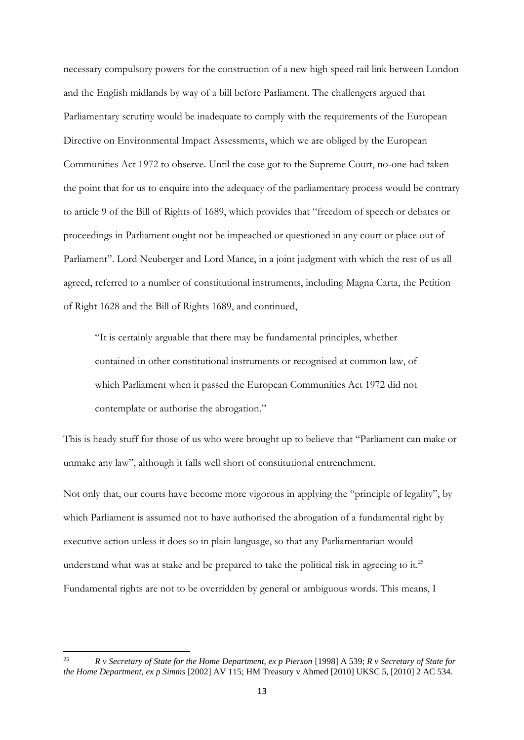necessary compulsory powers for the construction of a new high speed rail link between London and the English midlands by way of a bill before Parliament. The challengers argued that Parliamentary scrutiny would be inadequate to comply with the requirements of the European Directive on Environmental Impact Assessments, which we are obliged by the European Communities Act 1972 to observe. Until the case got to the Supreme Court, no-one had taken the point that for us to enquire into the adequacy of the parliamentary process would be contrary to article 9 of the Bill of Rights of 1689, which provides that "freedom of speech or debates or proceedings in Parliament ought not be impeached or questioned in any court or place out of Parliament". Lord Neuberger and Lord Mance, in a joint judgment with which the rest of us all agreed, referred to a number of constitutional instruments, including Magna Carta, the Petition of Right 1628 and the Bill of Rights 1689, and continued,

> "It is certainly arguable that there may be fundamental principles, whether contained in other constitutional instruments or recognised at common law, of which Parliament when it passed the European Communities Act 1972 did not contemplate or authorise the abrogation."

This is heady stuff for those of us who were brought up to believe that "Parliament can make or unmake any law", although it falls well short of constitutional entrenchment.

Not only that, our courts have become more vigorous in applying the "principle of legality", by which Parliament is assumed not to have authorised the abrogation of a fundamental right by executive action unless it does so in plain language, so that any Parliamentarian would understand what was at stake and be prepared to take the political risk in agreeing to it.[25] Fundamental rights are not to be overridden by general or ambiguous words. This means, I

---

[25] *R v Secretary of State for the Home Department, ex p Pierson* [1998] A 539; *R v Secretary of State for the Home Department, ex p Simms* [2002] AV 115; HM Treasury v Ahmed [2010] UKSC 5, [2010] 2 AC 534.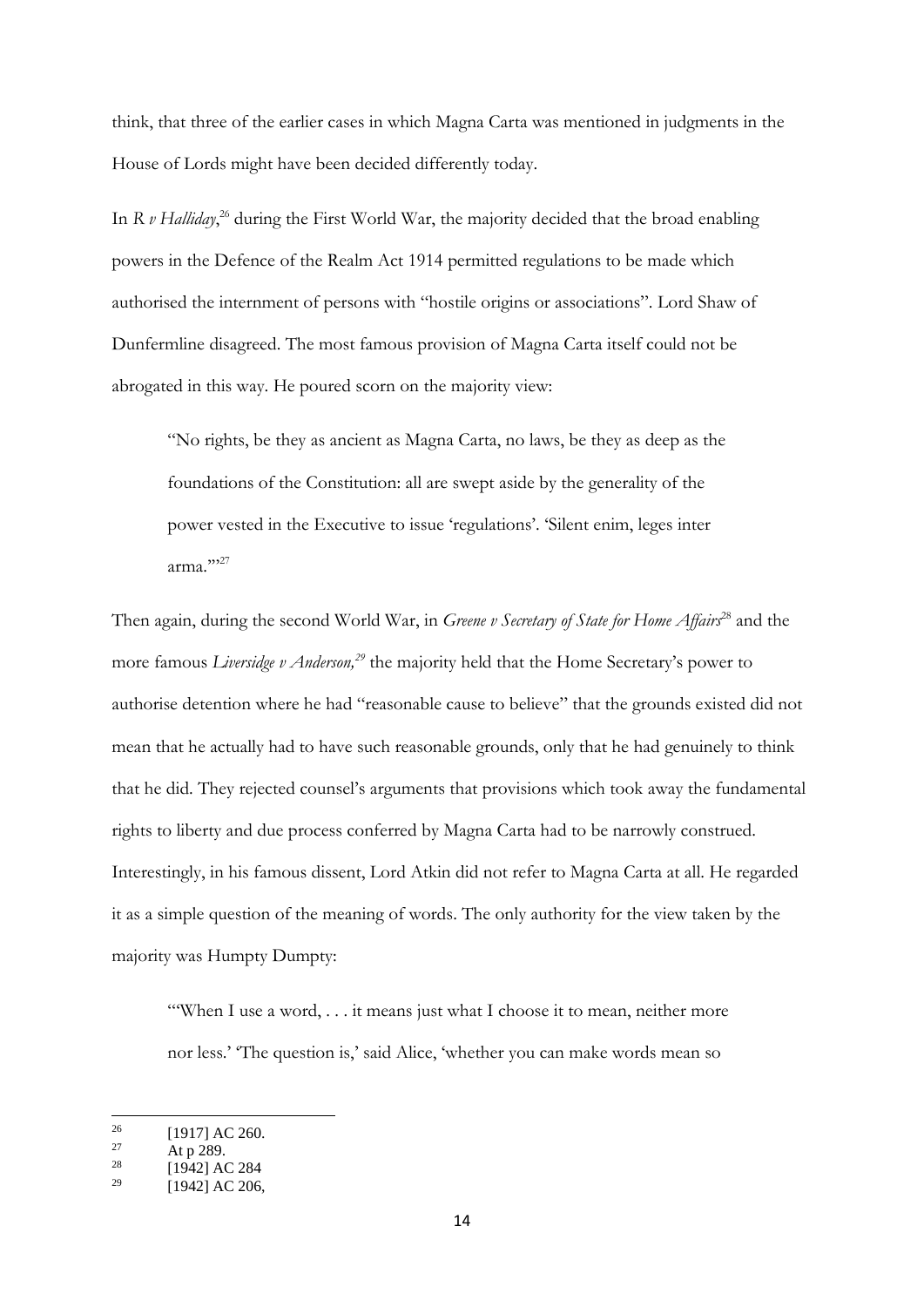think, that three of the earlier cases in which Magna Carta was mentioned in judgments in the House of Lords might have been decided differently today.

In *R v Halliday*,[26] during the First World War, the majority decided that the broad enabling powers in the Defence of the Realm Act 1914 permitted regulations to be made which authorised the internment of persons with "hostile origins or associations". Lord Shaw of Dunfermline disagreed. The most famous provision of Magna Carta itself could not be abrogated in this way. He poured scorn on the majority view:

> "No rights, be they as ancient as Magna Carta, no laws, be they as deep as the foundations of the Constitution: all are swept aside by the generality of the power vested in the Executive to issue 'regulations'. 'Silent enim, leges inter arma.'"[27]

Then again, during the second World War, in *Greene v Secretary of State for Home Affairs*[28] and the more famous *Liversidge v Anderson,*[29] the majority held that the Home Secretary's power to authorise detention where he had "reasonable cause to believe" that the grounds existed did not mean that he actually had to have such reasonable grounds, only that he had genuinely to think that he did. They rejected counsel's arguments that provisions which took away the fundamental rights to liberty and due process conferred by Magna Carta had to be narrowly construed. Interestingly, in his famous dissent, Lord Atkin did not refer to Magna Carta at all. He regarded it as a simple question of the meaning of words. The only authority for the view taken by the majority was Humpty Dumpty:

> "'When I use a word, . . . it means just what I choose it to mean, neither more nor less.' 'The question is,' said Alice, 'whether you can make words mean so

---

[26] [1917] AC 260.

[27] At p 289.

[28] [1942] AC 284

[29] [1942] AC 206,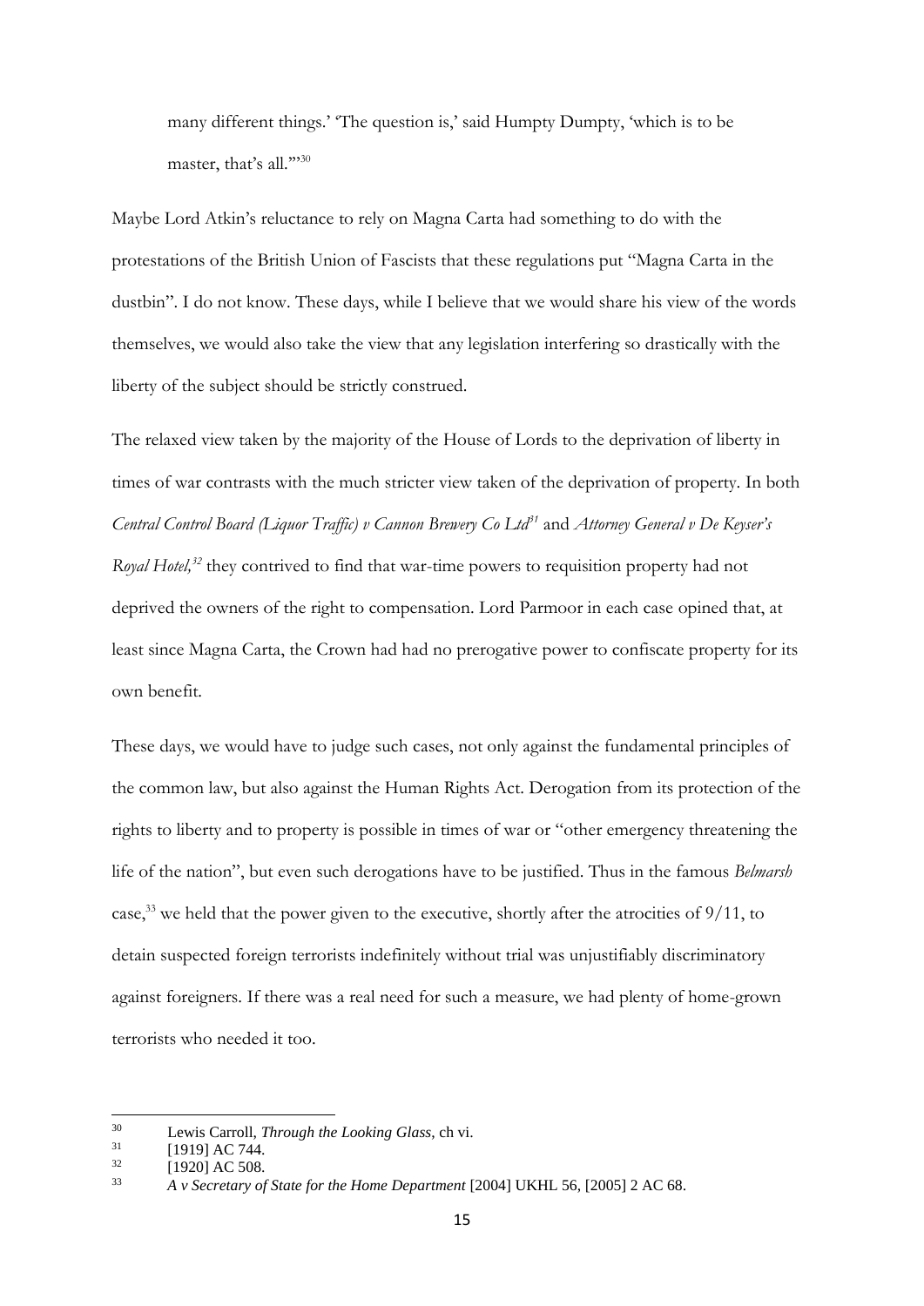> many different things.' 'The question is,' said Humpty Dumpty, 'which is to be master, that's all.'"[30]

Maybe Lord Atkin's reluctance to rely on Magna Carta had something to do with the protestations of the British Union of Fascists that these regulations put "Magna Carta in the dustbin". I do not know. These days, while I believe that we would share his view of the words themselves, we would also take the view that any legislation interfering so drastically with the liberty of the subject should be strictly construed.

The relaxed view taken by the majority of the House of Lords to the deprivation of liberty in times of war contrasts with the much stricter view taken of the deprivation of property. In both *Central Control Board (Liquor Traffic) v Cannon Brewery Co Ltd*[31] and *Attorney General v De Keyser's Royal Hotel,*[32] they contrived to find that war-time powers to requisition property had not deprived the owners of the right to compensation. Lord Parmoor in each case opined that, at least since Magna Carta, the Crown had had no prerogative power to confiscate property for its own benefit.

These days, we would have to judge such cases, not only against the fundamental principles of the common law, but also against the Human Rights Act. Derogation from its protection of the rights to liberty and to property is possible in times of war or "other emergency threatening the life of the nation", but even such derogations have to be justified. Thus in the famous *Belmarsh* case,[33] we held that the power given to the executive, shortly after the atrocities of 9/11, to detain suspected foreign terrorists indefinitely without trial was unjustifiably discriminatory against foreigners. If there was a real need for such a measure, we had plenty of home-grown terrorists who needed it too.

---

[30] Lewis Carroll, *Through the Looking Glass*, ch vi.

[31] [1919] AC 744.

[32] [1920] AC 508.

[33] *A v Secretary of State for the Home Department* [2004] UKHL 56, [2005] 2 AC 68.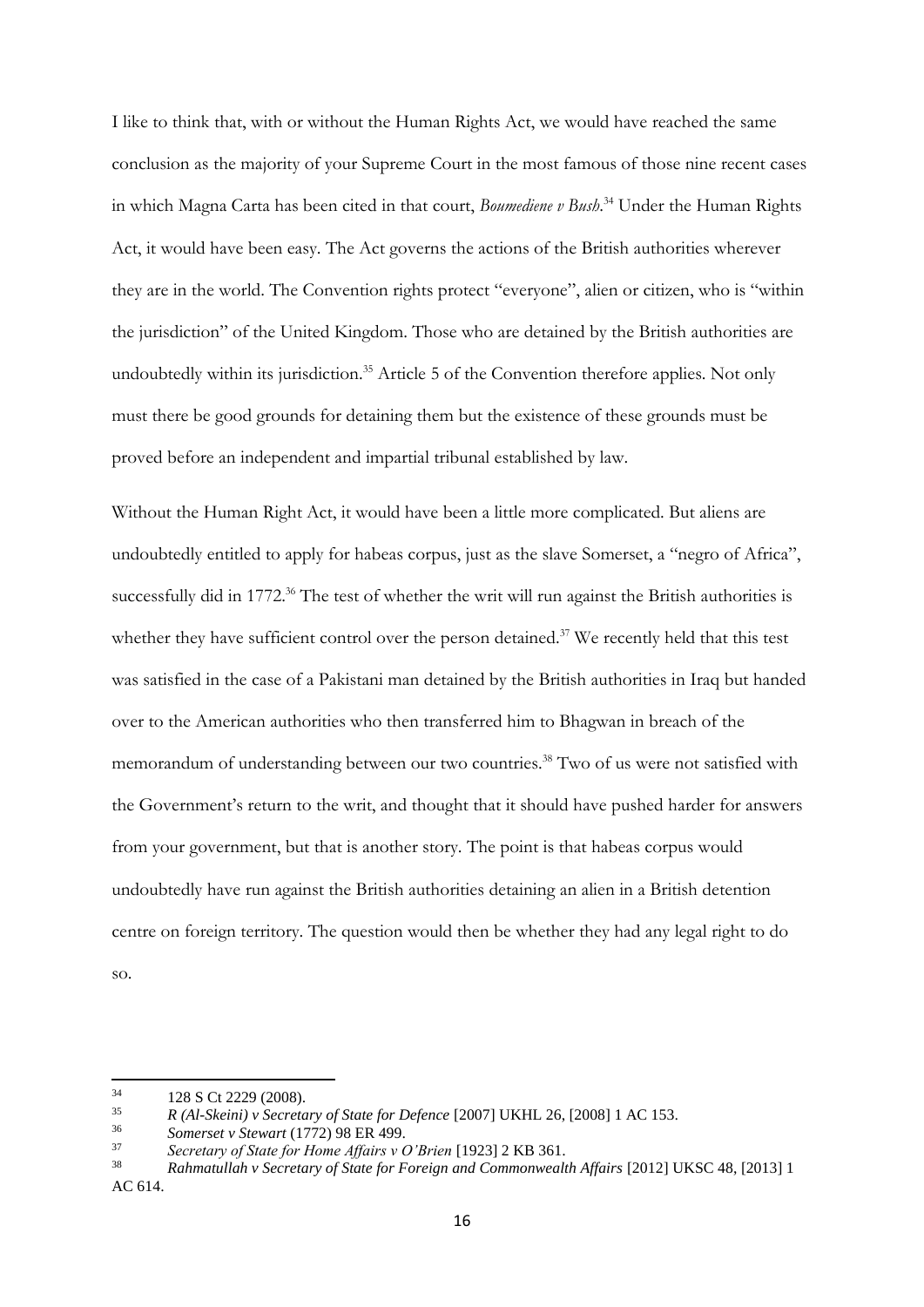I like to think that, with or without the Human Rights Act, we would have reached the same conclusion as the majority of your Supreme Court in the most famous of those nine recent cases in which Magna Carta has been cited in that court, *Boumediene v Bush*.[34] Under the Human Rights Act, it would have been easy. The Act governs the actions of the British authorities wherever they are in the world. The Convention rights protect "everyone", alien or citizen, who is "within the jurisdiction" of the United Kingdom. Those who are detained by the British authorities are undoubtedly within its jurisdiction.[35] Article 5 of the Convention therefore applies. Not only must there be good grounds for detaining them but the existence of these grounds must be proved before an independent and impartial tribunal established by law.

Without the Human Right Act, it would have been a little more complicated. But aliens are undoubtedly entitled to apply for habeas corpus, just as the slave Somerset, a "negro of Africa", successfully did in 1772.[36] The test of whether the writ will run against the British authorities is whether they have sufficient control over the person detained.[37] We recently held that this test was satisfied in the case of a Pakistani man detained by the British authorities in Iraq but handed over to the American authorities who then transferred him to Bhagwan in breach of the memorandum of understanding between our two countries.[38] Two of us were not satisfied with the Government's return to the writ, and thought that it should have pushed harder for answers from your government, but that is another story. The point is that habeas corpus would undoubtedly have run against the British authorities detaining an alien in a British detention centre on foreign territory. The question would then be whether they had any legal right to do so.

---

[34] 128 S Ct 2229 (2008).

[35] *R (Al-Skeini) v Secretary of State for Defence* [2007] UKHL 26, [2008] 1 AC 153.

[36] *Somerset v Stewart* (1772) 98 ER 499.

[37] *Secretary of State for Home Affairs v O'Brien* [1923] 2 KB 361.

[38] *Rahmatullah v Secretary of State for Foreign and Commonwealth Affairs* [2012] UKSC 48, [2013] 1 AC 614.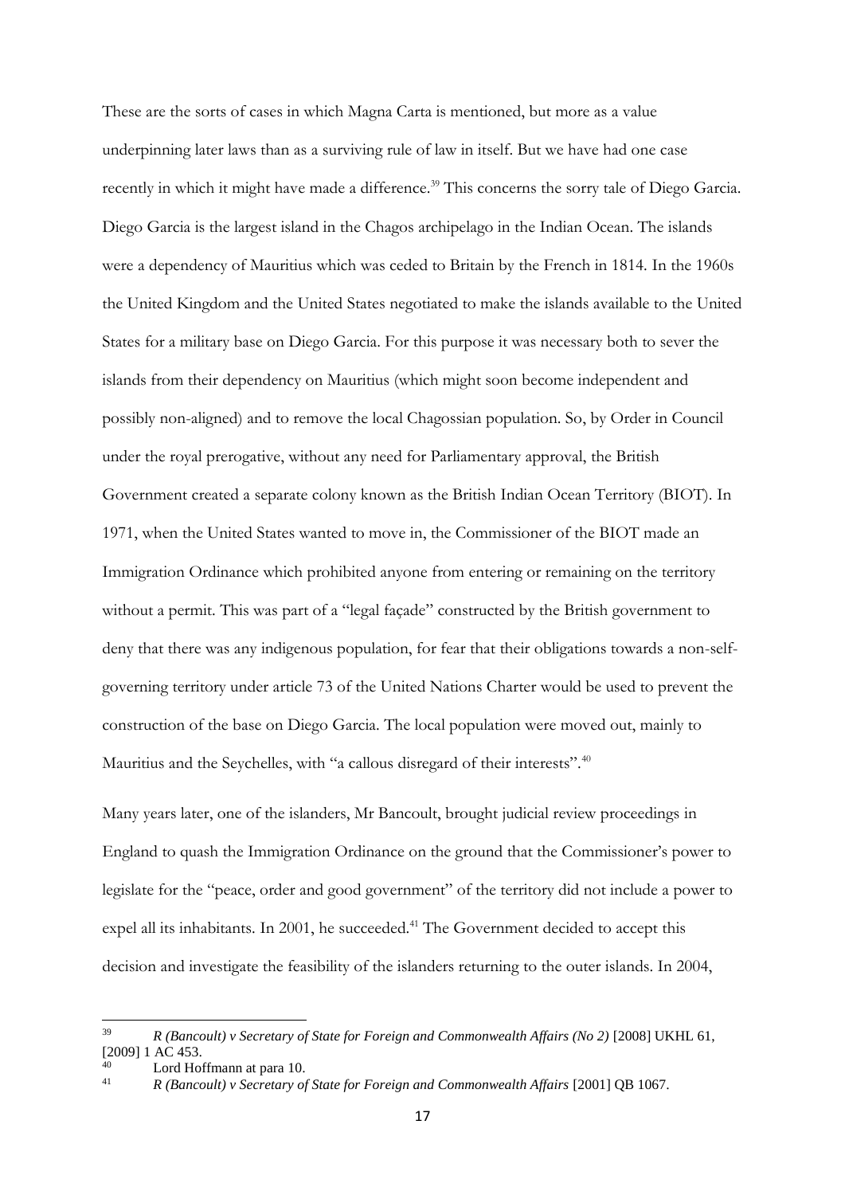These are the sorts of cases in which Magna Carta is mentioned, but more as a value underpinning later laws than as a surviving rule of law in itself. But we have had one case recently in which it might have made a difference.[39] This concerns the sorry tale of Diego Garcia. Diego Garcia is the largest island in the Chagos archipelago in the Indian Ocean. The islands were a dependency of Mauritius which was ceded to Britain by the French in 1814. In the 1960s the United Kingdom and the United States negotiated to make the islands available to the United States for a military base on Diego Garcia. For this purpose it was necessary both to sever the islands from their dependency on Mauritius (which might soon become independent and possibly non-aligned) and to remove the local Chagossian population. So, by Order in Council under the royal prerogative, without any need for Parliamentary approval, the British Government created a separate colony known as the British Indian Ocean Territory (BIOT). In 1971, when the United States wanted to move in, the Commissioner of the BIOT made an Immigration Ordinance which prohibited anyone from entering or remaining on the territory without a permit. This was part of a "legal façade" constructed by the British government to deny that there was any indigenous population, for fear that their obligations towards a non-self-governing territory under article 73 of the United Nations Charter would be used to prevent the construction of the base on Diego Garcia. The local population were moved out, mainly to Mauritius and the Seychelles, with "a callous disregard of their interests".[40]

Many years later, one of the islanders, Mr Bancoult, brought judicial review proceedings in England to quash the Immigration Ordinance on the ground that the Commissioner's power to legislate for the "peace, order and good government" of the territory did not include a power to expel all its inhabitants. In 2001, he succeeded.[41] The Government decided to accept this decision and investigate the feasibility of the islanders returning to the outer islands. In 2004,

---

[39] *R (Bancoult) v Secretary of State for Foreign and Commonwealth Affairs (No 2)* [2008] UKHL 61, [2009] 1 AC 453.

[40] Lord Hoffmann at para 10.

[41] *R (Bancoult) v Secretary of State for Foreign and Commonwealth Affairs* [2001] QB 1067.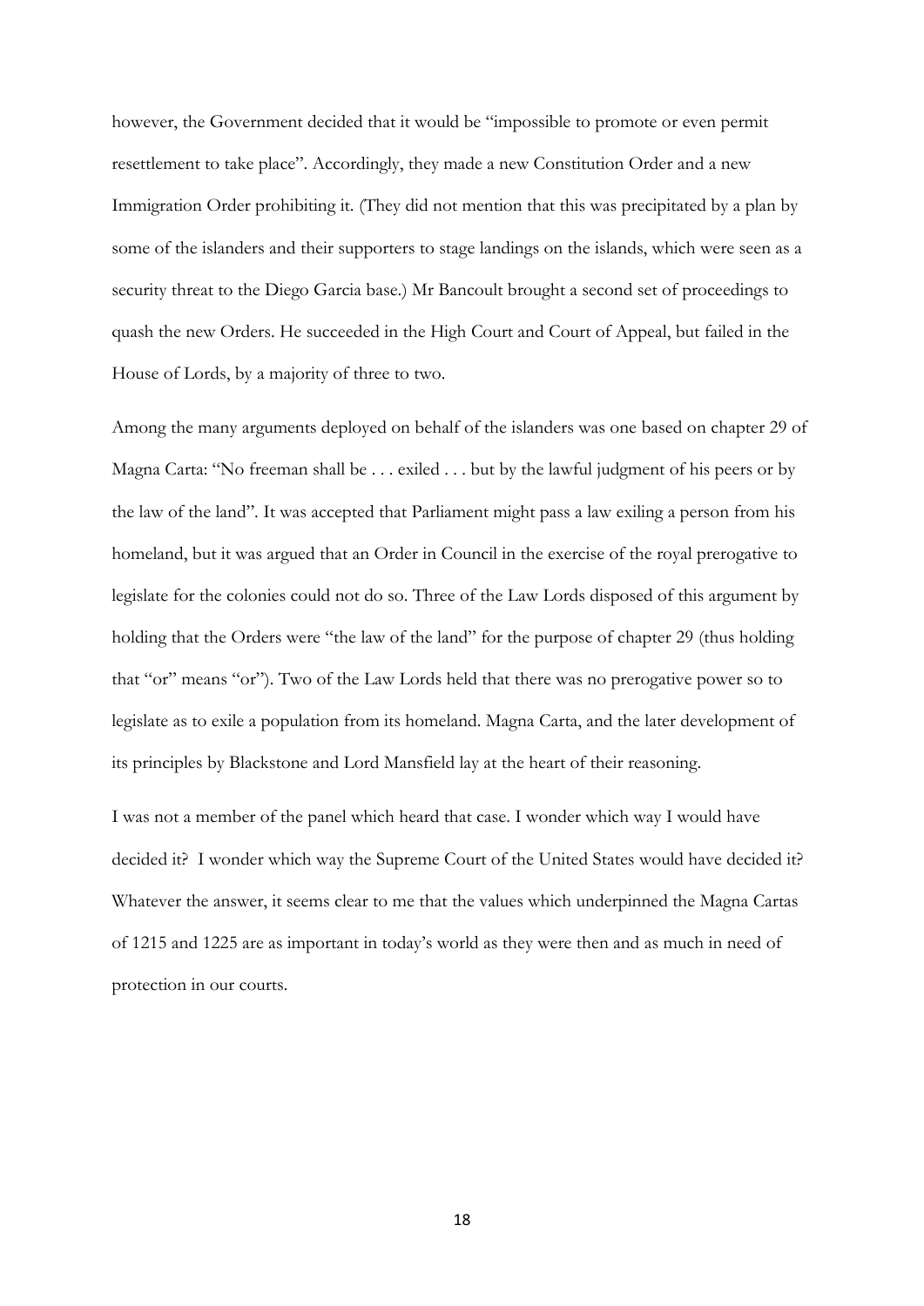however, the Government decided that it would be "impossible to promote or even permit resettlement to take place". Accordingly, they made a new Constitution Order and a new Immigration Order prohibiting it. (They did not mention that this was precipitated by a plan by some of the islanders and their supporters to stage landings on the islands, which were seen as a security threat to the Diego Garcia base.) Mr Bancoult brought a second set of proceedings to quash the new Orders. He succeeded in the High Court and Court of Appeal, but failed in the House of Lords, by a majority of three to two.

Among the many arguments deployed on behalf of the islanders was one based on chapter 29 of Magna Carta: "No freeman shall be . . . exiled . . . but by the lawful judgment of his peers or by the law of the land". It was accepted that Parliament might pass a law exiling a person from his homeland, but it was argued that an Order in Council in the exercise of the royal prerogative to legislate for the colonies could not do so. Three of the Law Lords disposed of this argument by holding that the Orders were "the law of the land" for the purpose of chapter 29 (thus holding that "or" means "or"). Two of the Law Lords held that there was no prerogative power so to legislate as to exile a population from its homeland. Magna Carta, and the later development of its principles by Blackstone and Lord Mansfield lay at the heart of their reasoning.

I was not a member of the panel which heard that case. I wonder which way I would have decided it? I wonder which way the Supreme Court of the United States would have decided it? Whatever the answer, it seems clear to me that the values which underpinned the Magna Cartas of 1215 and 1225 are as important in today's world as they were then and as much in need of protection in our courts.